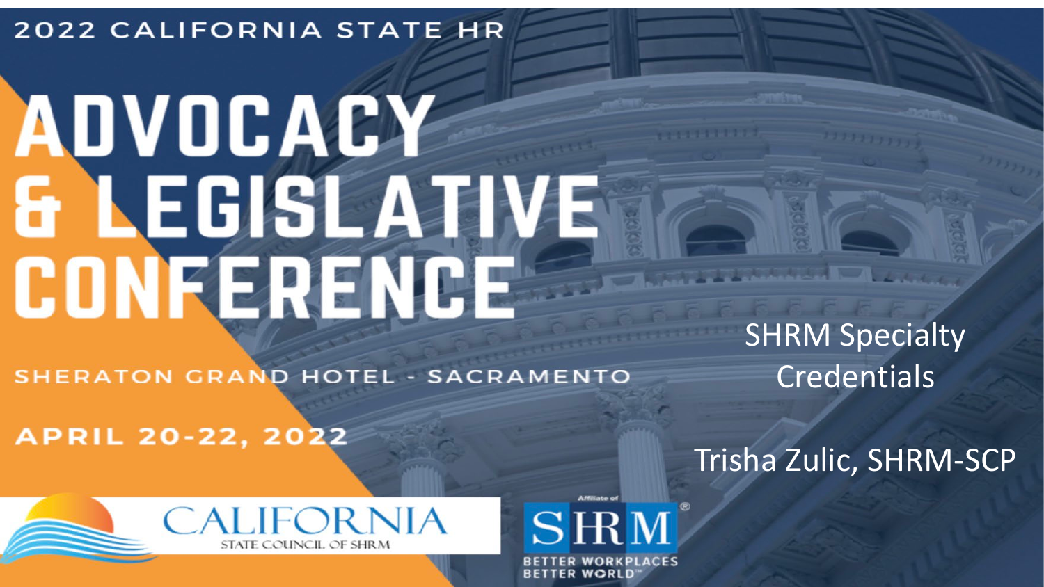2022 CALIFORNIA STATE HR

# ADVOCACY & LEGISLATIVE CONFERENCE

SHERATON GRAND HOTEL - SACRAMENTO

APRIL 20-22, 2022

## SHRM Specialty Credentials

Trisha Zulic, SHRM-SCP

CALIFORNIA STATE COUNCIL OF SHRM

Affiliate of SHRM

BETTER WORKPLACES BETTER WORLD™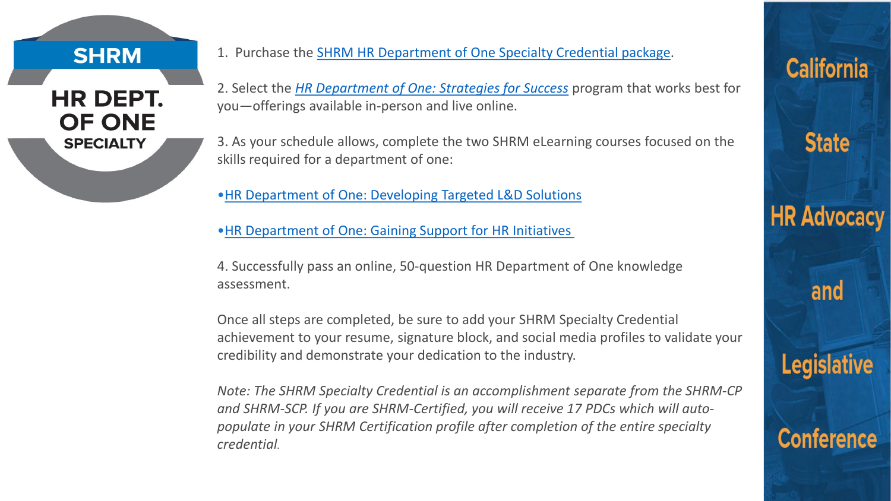SHRM

HR DEPT. OF ONE SPECIALTY

1. Purchase the SHRM HR Department of One Specialty Credential package.

2. Select the *HR Department of One: Strategies for Success* program that works best for you—offerings available in-person and live online.

3. As your schedule allows, complete the two SHRM eLearning courses focused on the skills required for a department of one:

- HR Department of One: Developing Targeted L&D Solutions
- HR Department of One: Gaining Support for HR Initiatives

4. Successfully pass an online, 50-question HR Department of One knowledge assessment.

Once all steps are completed, be sure to add your SHRM Specialty Credential achievement to your resume, signature block, and social media profiles to validate your credibility and demonstrate your dedication to the industry.

*Note: The SHRM Specialty Credential is an accomplishment separate from the SHRM-CP and SHRM-SCP. If you are SHRM-Certified, you will receive 17 PDCs which will auto-populate in your SHRM Certification profile after completion of the entire specialty credential.*

California State HR Advocacy and Legislative Conference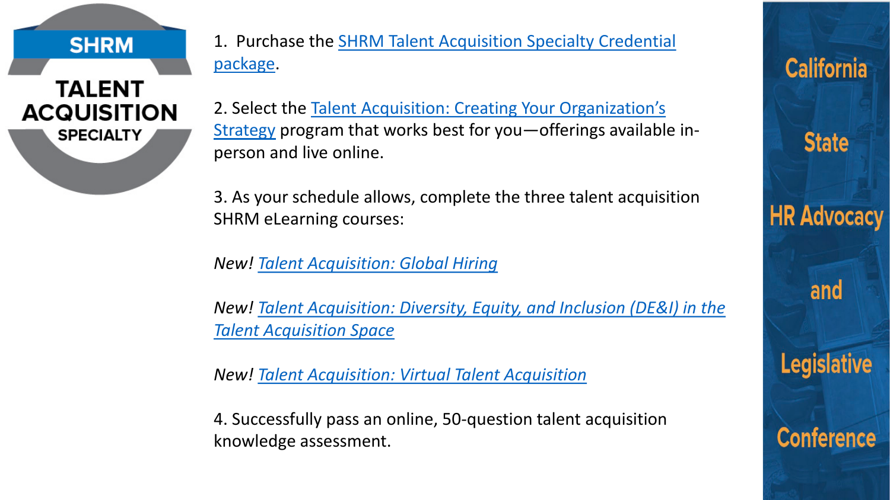SHRM

TALENT ACQUISITION SPECIALTY

1. Purchase the SHRM Talent Acquisition Specialty Credential package.

2. Select the Talent Acquisition: Creating Your Organization's Strategy program that works best for you—offerings available in-person and live online.

3. As your schedule allows, complete the three talent acquisition SHRM eLearning courses:

*New! Talent Acquisition: Global Hiring*

*New! Talent Acquisition: Diversity, Equity, and Inclusion (DE&I) in the Talent Acquisition Space*

*New! Talent Acquisition: Virtual Talent Acquisition*

4. Successfully pass an online, 50-question talent acquisition knowledge assessment.

California State HR Advocacy and Legislative Conference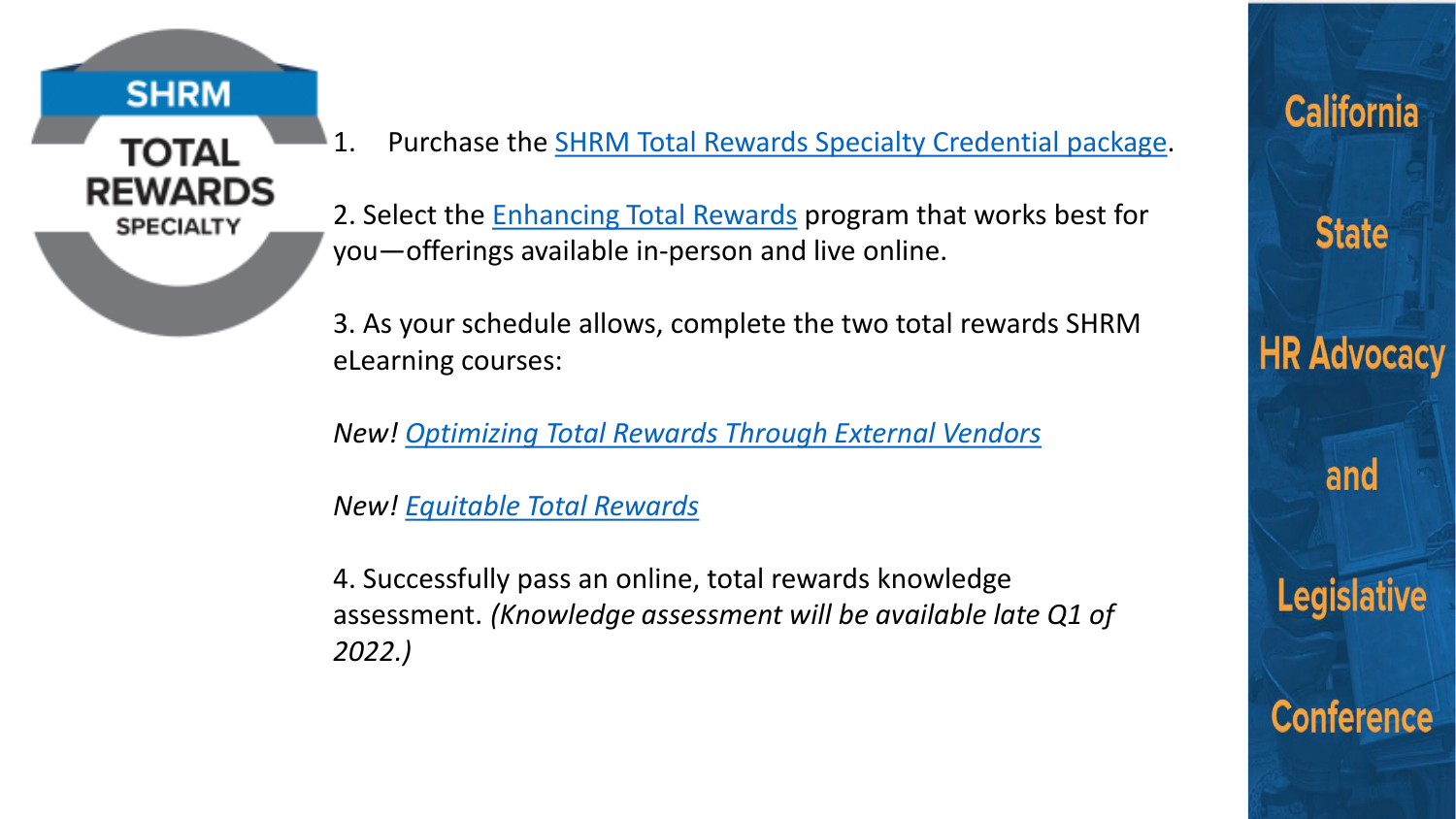SHRM TOTAL REWARDS SPECIALTY

1. Purchase the SHRM Total Rewards Specialty Credential package.

2. Select the Enhancing Total Rewards program that works best for you—offerings available in-person and live online.

3. As your schedule allows, complete the two total rewards SHRM eLearning courses:

*New!* *Optimizing Total Rewards Through External Vendors*

*New!* *Equitable Total Rewards*

4. Successfully pass an online, total rewards knowledge assessment. *(Knowledge assessment will be available late Q1 of 2022.)*

California State HR Advocacy and Legislative Conference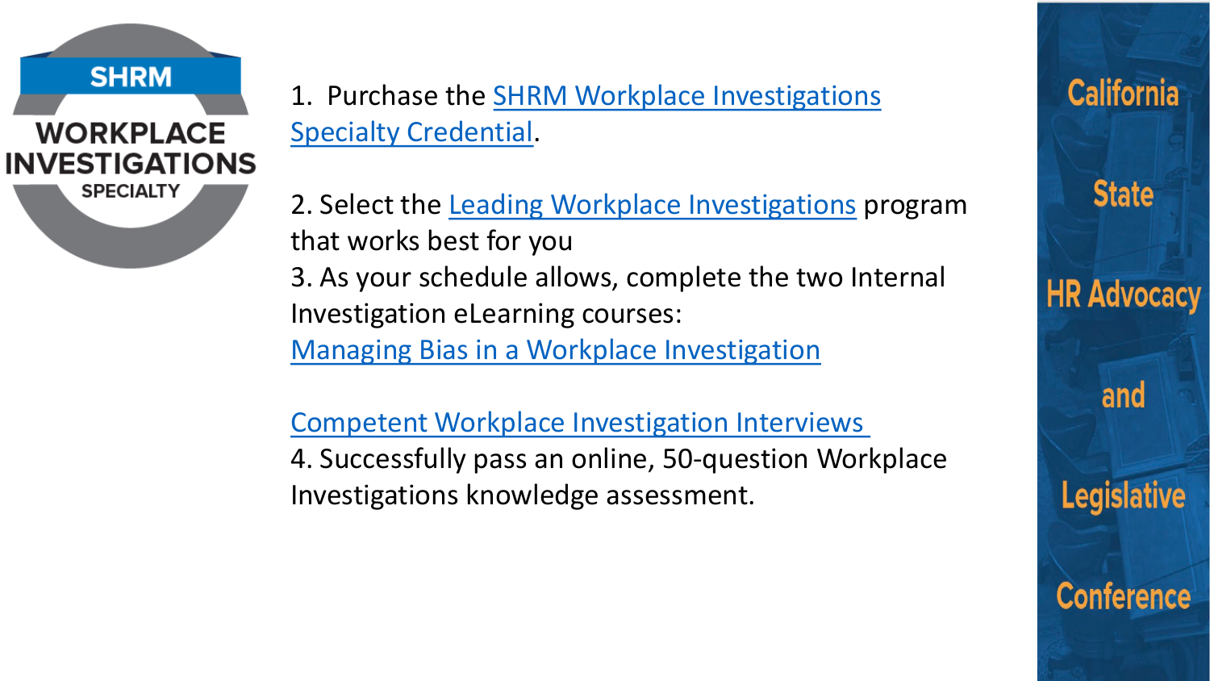1. Purchase the SHRM Workplace Investigations Specialty Credential.

2. Select the Leading Workplace Investigations program that works best for you

3. As your schedule allows, complete the two Internal Investigation eLearning courses:

   Managing Bias in a Workplace Investigation

   Competent Workplace Investigation Interviews

4. Successfully pass an online, 50-question Workplace Investigations knowledge assessment.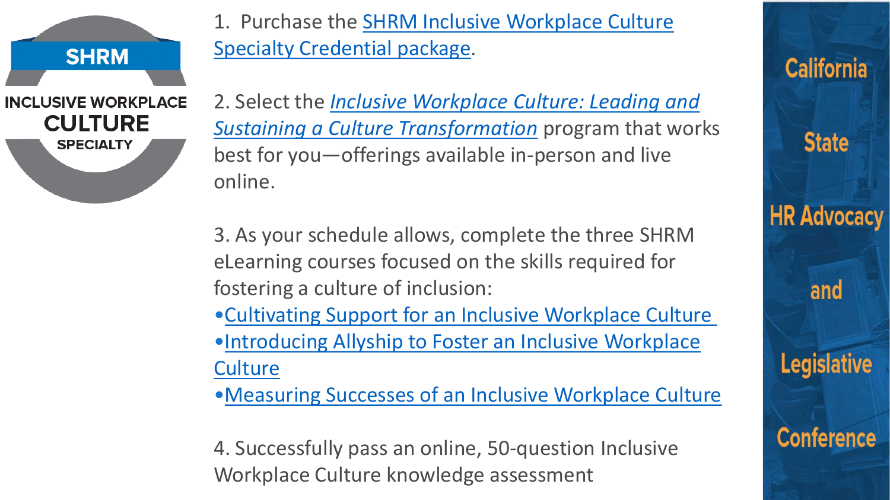SHRM

INCLUSIVE WORKPLACE CULTURE SPECIALTY

1. Purchase the SHRM Inclusive Workplace Culture Specialty Credential package.

2. Select the *Inclusive Workplace Culture: Leading and Sustaining a Culture Transformation* program that works best for you—offerings available in-person and live online.

3. As your schedule allows, complete the three SHRM eLearning courses focused on the skills required for fostering a culture of inclusion:
- Cultivating Support for an Inclusive Workplace Culture
- Introducing Allyship to Foster an Inclusive Workplace Culture
- Measuring Successes of an Inclusive Workplace Culture

4. Successfully pass an online, 50-question Inclusive Workplace Culture knowledge assessment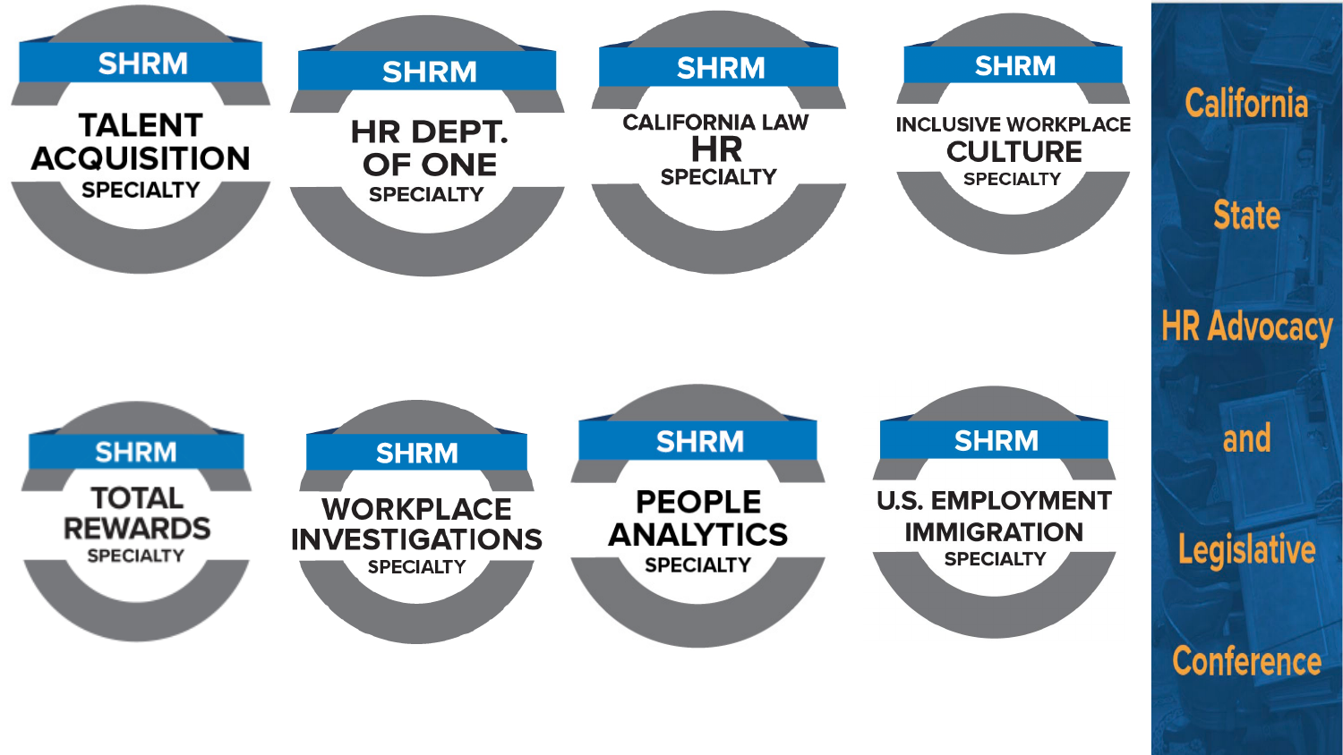SHRM
TALENT ACQUISITION
SPECIALTY

SHRM
HR DEPT. OF ONE
SPECIALTY

SHRM
CALIFORNIA LAW
HR
SPECIALTY

SHRM
INCLUSIVE WORKPLACE
CULTURE
SPECIALTY

SHRM
TOTAL REWARDS
SPECIALTY

SHRM
WORKPLACE INVESTIGATIONS
SPECIALTY

SHRM
PEOPLE ANALYTICS
SPECIALTY

SHRM
U.S. EMPLOYMENT IMMIGRATION
SPECIALTY

California State HR Advocacy and Legislative Conference